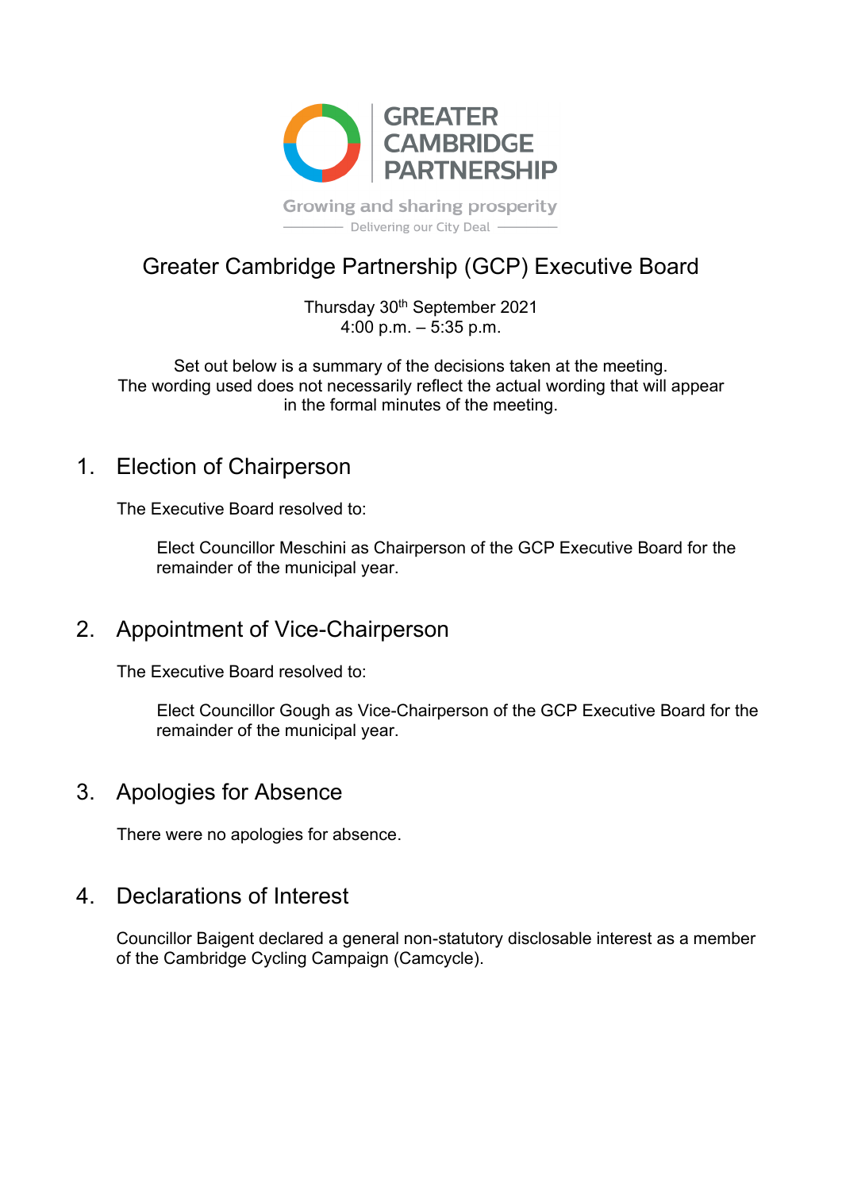GREATER CAMBRIDGE PARTNERSHIP

Growing and sharing prosperity

Delivering our City Deal

# Greater Cambridge Partnership (GCP) Executive Board

Thursday 30th September 2021
4:00 p.m. – 5:35 p.m.

Set out below is a summary of the decisions taken at the meeting.
The wording used does not necessarily reflect the actual wording that will appear in the formal minutes of the meeting.

## 1. Election of Chairperson

The Executive Board resolved to:

> Elect Councillor Meschini as Chairperson of the GCP Executive Board for the remainder of the municipal year.

## 2. Appointment of Vice-Chairperson

The Executive Board resolved to:

> Elect Councillor Gough as Vice-Chairperson of the GCP Executive Board for the remainder of the municipal year.

## 3. Apologies for Absence

There were no apologies for absence.

## 4. Declarations of Interest

Councillor Baigent declared a general non-statutory disclosable interest as a member of the Cambridge Cycling Campaign (Camcycle).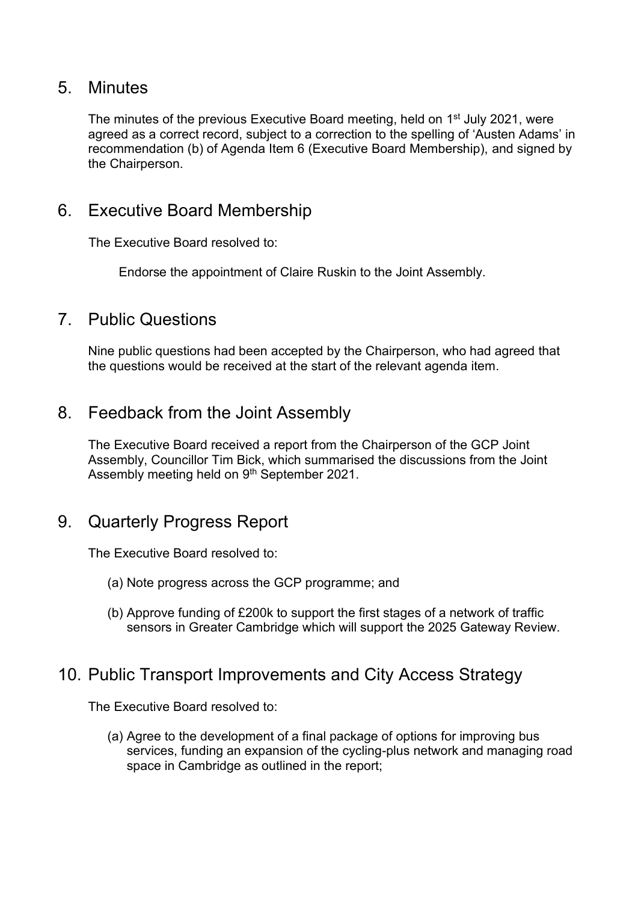## 5. Minutes

The minutes of the previous Executive Board meeting, held on 1st July 2021, were agreed as a correct record, subject to a correction to the spelling of 'Austen Adams' in recommendation (b) of Agenda Item 6 (Executive Board Membership), and signed by the Chairperson.

## 6. Executive Board Membership

The Executive Board resolved to:

Endorse the appointment of Claire Ruskin to the Joint Assembly.

## 7. Public Questions

Nine public questions had been accepted by the Chairperson, who had agreed that the questions would be received at the start of the relevant agenda item.

## 8. Feedback from the Joint Assembly

The Executive Board received a report from the Chairperson of the GCP Joint Assembly, Councillor Tim Bick, which summarised the discussions from the Joint Assembly meeting held on 9th September 2021.

## 9. Quarterly Progress Report

The Executive Board resolved to:

(a) Note progress across the GCP programme; and

(b) Approve funding of £200k to support the first stages of a network of traffic sensors in Greater Cambridge which will support the 2025 Gateway Review.

## 10. Public Transport Improvements and City Access Strategy

The Executive Board resolved to:

(a) Agree to the development of a final package of options for improving bus services, funding an expansion of the cycling-plus network and managing road space in Cambridge as outlined in the report;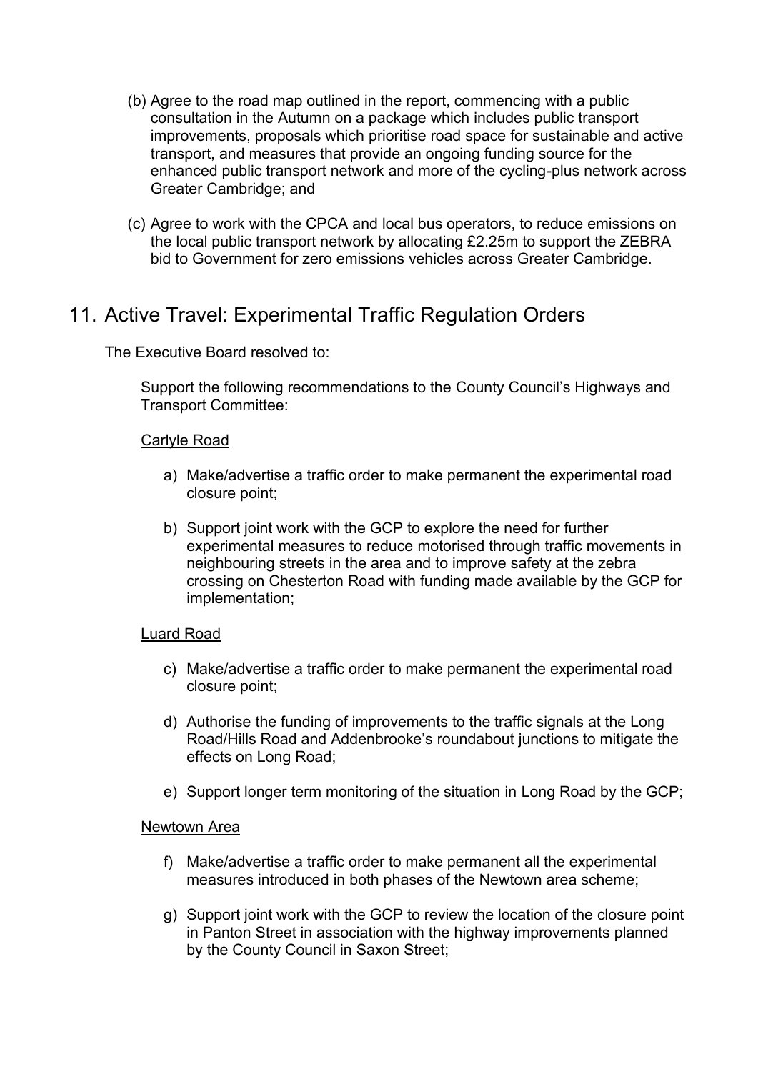(b) Agree to the road map outlined in the report, commencing with a public consultation in the Autumn on a package which includes public transport improvements, proposals which prioritise road space for sustainable and active transport, and measures that provide an ongoing funding source for the enhanced public transport network and more of the cycling-plus network across Greater Cambridge; and

(c) Agree to work with the CPCA and local bus operators, to reduce emissions on the local public transport network by allocating £2.25m to support the ZEBRA bid to Government for zero emissions vehicles across Greater Cambridge.

## 11. Active Travel: Experimental Traffic Regulation Orders

The Executive Board resolved to:

Support the following recommendations to the County Council's Highways and Transport Committee:

Carlyle Road

a) Make/advertise a traffic order to make permanent the experimental road closure point;

b) Support joint work with the GCP to explore the need for further experimental measures to reduce motorised through traffic movements in neighbouring streets in the area and to improve safety at the zebra crossing on Chesterton Road with funding made available by the GCP for implementation;

Luard Road

c) Make/advertise a traffic order to make permanent the experimental road closure point;

d) Authorise the funding of improvements to the traffic signals at the Long Road/Hills Road and Addenbrooke's roundabout junctions to mitigate the effects on Long Road;

e) Support longer term monitoring of the situation in Long Road by the GCP;

Newtown Area

f) Make/advertise a traffic order to make permanent all the experimental measures introduced in both phases of the Newtown area scheme;

g) Support joint work with the GCP to review the location of the closure point in Panton Street in association with the highway improvements planned by the County Council in Saxon Street;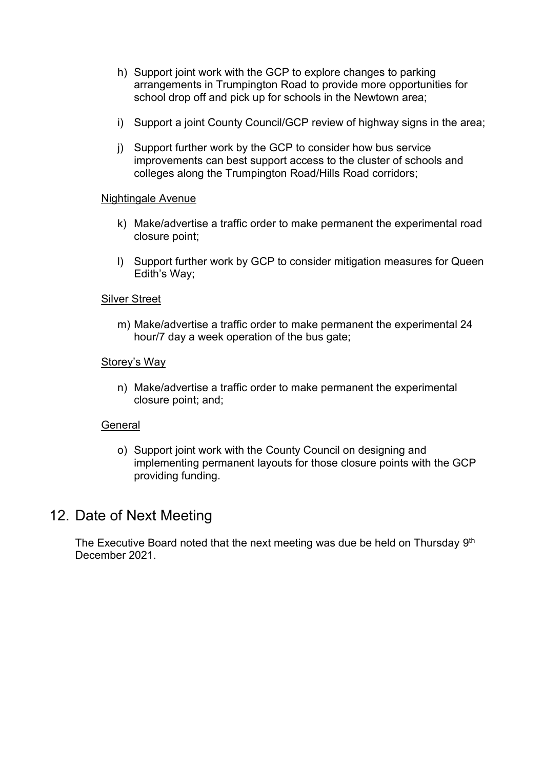h) Support joint work with the GCP to explore changes to parking arrangements in Trumpington Road to provide more opportunities for school drop off and pick up for schools in the Newtown area;

i) Support a joint County Council/GCP review of highway signs in the area;

j) Support further work by the GCP to consider how bus service improvements can best support access to the cluster of schools and colleges along the Trumpington Road/Hills Road corridors;

<u>Nightingale Avenue</u>

k) Make/advertise a traffic order to make permanent the experimental road closure point;

l) Support further work by GCP to consider mitigation measures for Queen Edith's Way;

<u>Silver Street</u>

m) Make/advertise a traffic order to make permanent the experimental 24 hour/7 day a week operation of the bus gate;

<u>Storey's Way</u>

n) Make/advertise a traffic order to make permanent the experimental closure point; and;

<u>General</u>

o) Support joint work with the County Council on designing and implementing permanent layouts for those closure points with the GCP providing funding.

## 12. Date of Next Meeting

The Executive Board noted that the next meeting was due be held on Thursday 9th December 2021.